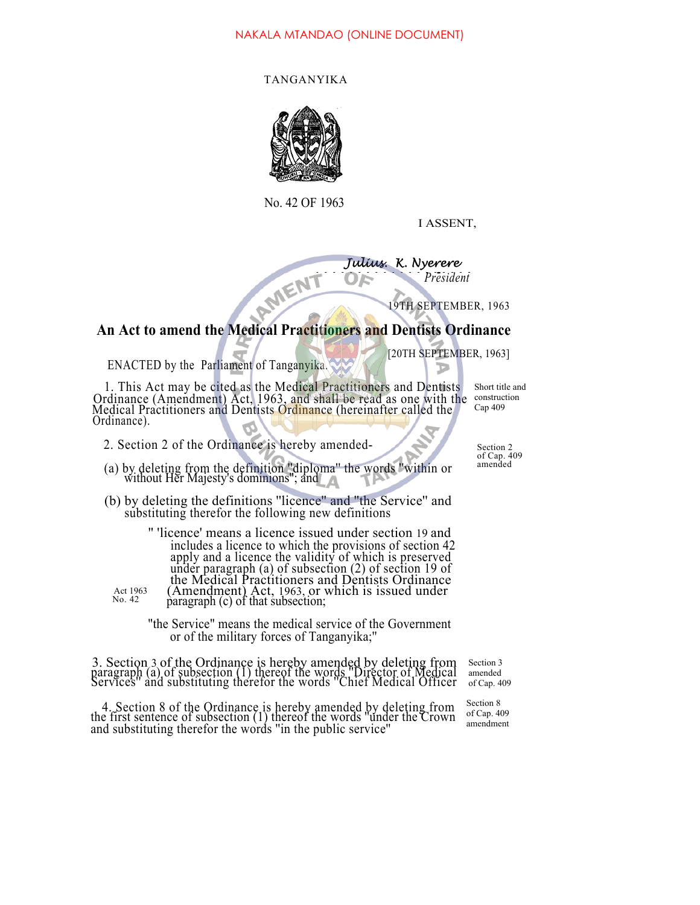NAKALA MTANDAO (ONLINE DOCUMENT)

TANGANYIKA

No. 42 OF 1963

I ASSENT,

*Julius. K. Nyerere*
*President*

19TH SEPTEMBER, 1963

## An Act to amend the Medical Practitioners and Dentists Ordinance

[20TH SEPTEMBER, 1963]

ENACTED by the Parliament of Tanganyika.

1. This Act may be cited as the Medical Practitioners and Dentists Ordinance (Amendment) Act, 1963, and shall be read as one with the Medical Practitioners and Dentists Ordinance (hereinafter called the Ordinance).

*Short title and construction Cap 409*

2. Section 2 of the Ordinance is hereby amended-

*Section 2 of Cap. 409 amended*

(a) by deleting from the definition "diploma" the words "within or without Her Majesty's dominions"; and

(b) by deleting the definitions "licence" and "the Service" and substituting therefor the following new definitions

" 'licence' means a licence issued under section 19 and includes a licence to which the provisions of section 42 apply and a licence the validity of which is preserved under paragraph (a) of subsection (2) of section 19 of the Medical Practitioners and Dentists Ordinance (Amendment) Act, 1963, or which is issued under paragraph (c) of that subsection;

*Act 1963 No. 42*

"the Service" means the medical service of the Government or of the military forces of Tanganyika;"

3. Section 3 of the Ordinance is hereby amended by deleting from paragraph (a) of subsection (1) thereof the words "Director of Medical Services" and substituting therefor the words "Chief Medical Officer

*Section 3 amended of Cap. 409*

4. Section 8 of the Ordinance is hereby amended by deleting from the first sentence of subsection (1) thereof the words "under the Crown and substituting therefor the words "in the public service"

*Section 8 of Cap. 409 amendment*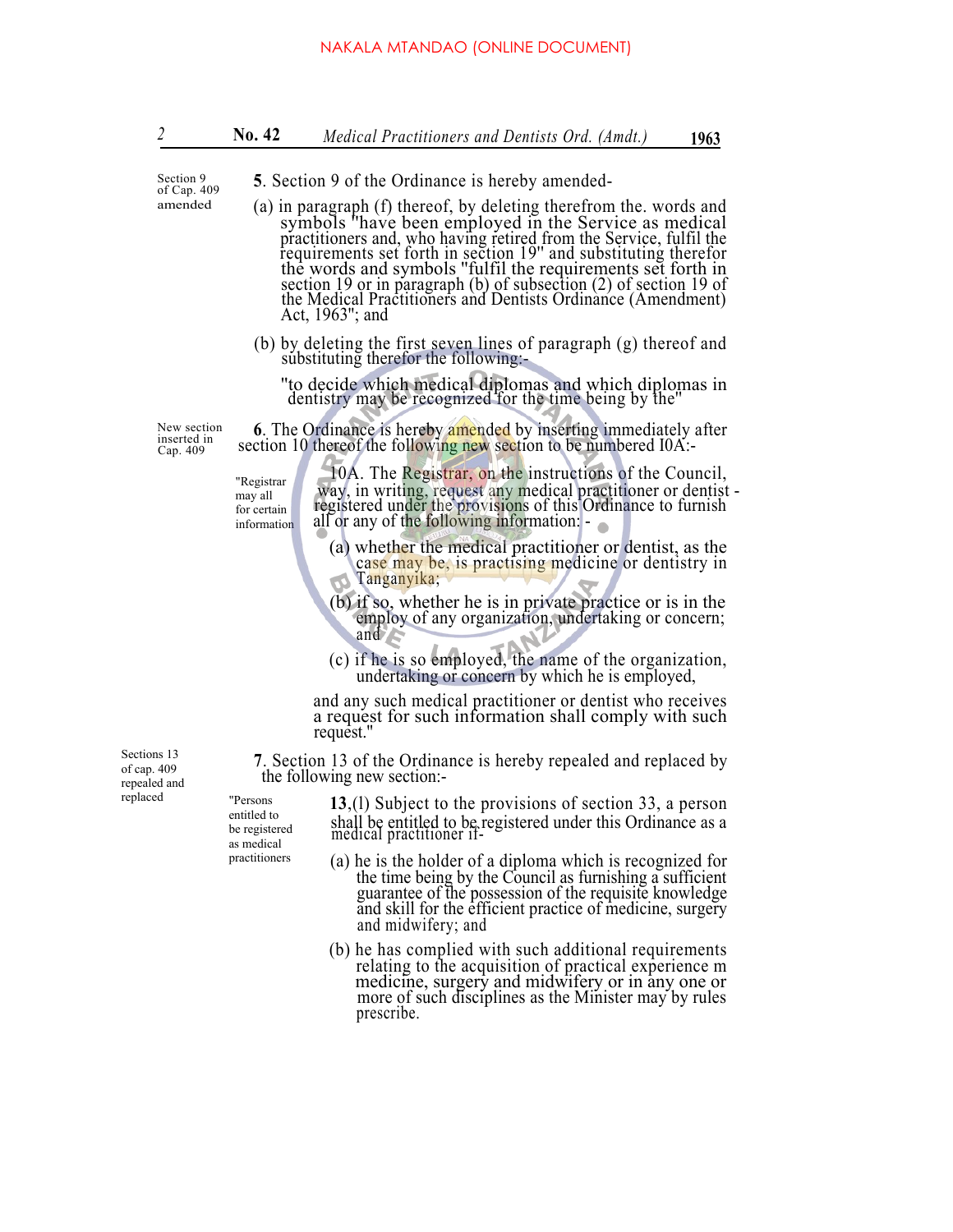Section 9 of Cap. 409 amended

**5**. Section 9 of the Ordinance is hereby amended-

(a) in paragraph (f) thereof, by deleting therefrom the. words and symbols "have been employed in the Service as medical practitioners and, who having retired from the Service, fulfil the requirements set forth in section 19" and substituting therefor the words and symbols "fulfil the requirements set forth in section 19 or in paragraph (b) of subsection (2) of section 19 of the Medical Practitioners and Dentists Ordinance (Amendment) Act, 1963"; and

(b) by deleting the first seven lines of paragraph (g) thereof and substituting therefor the following:-

"to decide which medical diplomas and which diplomas in dentistry may be recognized for the time being by the"

New section inserted in Cap. 409

**6**. The Ordinance is hereby amended by inserting immediately after section 10 thereof the following new section to be numbered I0A:-

"Registrar may all for certain information

10A. The Registrar, on the instructions of the Council, way, in writing, request any medical practitioner or dentist - registered under the provisions of this Ordinance to furnish all or any of the following information: -

(a) whether the medical practitioner or dentist, as the case may be, is practising medicine or dentistry in Tanganyika;

(b) if so, whether he is in private practice or is in the employ of any organization, undertaking or concern; and

(c) if he is so employed, the name of the organization, undertaking or concern by which he is employed,

and any such medical practitioner or dentist who receives a request for such information shall comply with such request."

Sections 13 of cap. 409 repealed and replaced

**7**. Section 13 of the Ordinance is hereby repealed and replaced by the following new section:-

"Persons entitled to be registered as medical practitioners

**13**,(l) Subject to the provisions of section 33, a person shall be entitled to be registered under this Ordinance as a medical practitioner if-

(a) he is the holder of a diploma which is recognized for the time being by the Council as furnishing a sufficient guarantee of the possession of the requisite knowledge and skill for the efficient practice of medicine, surgery and midwifery; and

(b) he has complied with such additional requirements relating to the acquisition of practical experience m medicine, surgery and midwifery or in any one or more of such disciplines as the Minister may by rules prescribe.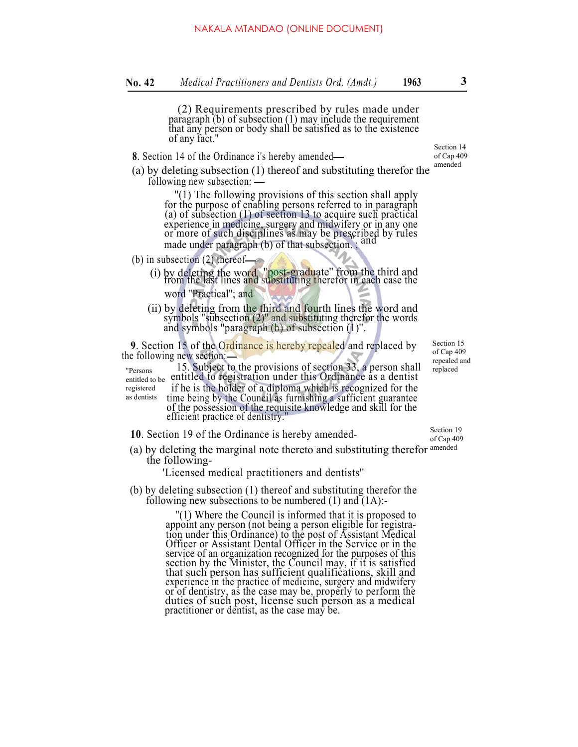(2) Requirements prescribed by rules made under paragraph (b) of subsection (1) may include the requirement that any person or body shall be satisfied as to the existence of any fact."

*Section 14 of Cap 409 amended*

**8**. Section 14 of the Ordinance i's hereby amended—

(a) by deleting subsection (1) thereof and substituting therefor the following new subsection: —

"(1) The following provisions of this section shall apply for the purpose of enabling persons referred to in paragraph (a) of subsection (1) of section 13 to acquire such practical experience in medicine, surgery and midwifery or in any one or more of such disciplines as may be prescribed by rules made under paragraph (b) of that subsection. ; and

(b) in subsection (2) thereof—

(i) by deleting the word, "post-graduate" from the third and from the last lines and substituting therefor in each case the word "Practical"; and

(ii) by deleting from the third and fourth lines the word and symbols "subsection (2)" and substituting therefor the words and symbols "paragraph (b) of subsection (1)".

*Section 15 of Cap 409 repealed and replaced*

**9**. Section 15 of the Ordinance is hereby repealed and replaced by the following new section:—

*"Persons entitled to be registered as dentists*

15. Subject to the provisions of section 33, a person shall entitled to registration under this Ordinance as a dentist if he is the holder of a diploma which is recognized for the time being by the Council as furnishing a sufficient guarantee of the possession of the requisite knowledge and skill for the efficient practice of dentistry."

*Section 19 of Cap 409 amended*

**10**. Section 19 of the Ordinance is hereby amended-

(a) by deleting the marginal note thereto and substituting therefor the following-

'Licensed medical practitioners and dentists"

(b) by deleting subsection (1) thereof and substituting therefor the following new subsections to be numbered (1) and (1A):-

"(1) Where the Council is informed that it is proposed to appoint any person (not being a person eligible for registration under this Ordinance) to the post of Assistant Medical Officer or Assistant Dental Officer in the Service or in the service of an organization recognized for the purposes of this section by the Minister, the Council may, if it is satisfied that such person has sufficient qualifications, skill and experience in the practice of medicine, surgery and midwifery or of dentistry, as the case may be, properly to perform the duties of such post, license such person as a medical practitioner or dentist, as the case may be.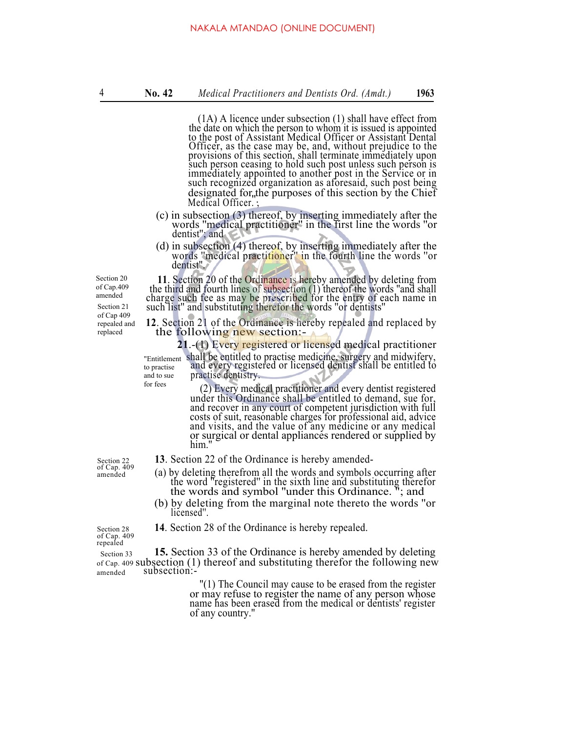(1A) A licence under subsection (1) shall have effect from the date on which the person to whom it is issued is appointed to the post of Assistant Medical Officer or Assistant Dental Officer, as the case may be, and, without prejudice to the provisions of this section, shall terminate immediately upon such person ceasing to hold such post unless such person is immediately appointed to another post in the Service or in such recognized organization as aforesaid, such post being designated for the purposes of this section by the Chief Medical Officer. ;

(c) in subsection (3) thereof, by inserting immediately after the words "medical practitioner" in the first line the words "or dentist"; and

(d) in subsection (4) thereof, by inserting immediately after the words "medical practitioner" in the fourth line the words "or dentist".

*Section 20 of Cap.409 amended*

**11**. Section 20 of the Ordinance is hereby amended by deleting from the third and fourth lines of subsection (1) thereof the words "and shall charge such fee as may be prescribed for the entry of each name in such list" and substituting therefor the words "or dentists"

*Section 21 of Cap 409 repealed and replaced*

**12**. Section 21 of the Ordinance is hereby repealed and replaced by the following new section:-

*"Entitlement to practise and to sue for fees*

**21**.-(1) Every registered or licensed medical practitioner shall be entitled to practise medicine, surgery and midwifery, and every registered or licensed dentist shall be entitled to practise dentistry.

(2) Every medical practitioner and every dentist registered under this Ordinance shall be entitled to demand, sue for, and recover in any court of competent jurisdiction with full costs of suit, reasonable charges for professional aid, advice and visits, and the value of any medicine or any medical or surgical or dental appliances rendered or supplied by him."

*Section 22 of Cap. 409 amended*

**13**. Section 22 of the Ordinance is hereby amended-

(a) by deleting therefrom all the words and symbols occurring after the word "registered" in the sixth line and substituting therefor the words and symbol "under this Ordinance. "; and

(b) by deleting from the marginal note thereto the words "or licensed".

*Section 28 of Cap. 409 repealed*

**14**. Section 28 of the Ordinance is hereby repealed.

*Section 33 of Cap. 409 amended*

**15.** Section 33 of the Ordinance is hereby amended by deleting subsection (1) thereof and substituting therefor the following new subsection:-

"(1) The Council may cause to be erased from the register or may refuse to register the name of any person whose name has been erased from the medical or dentists' register of any country."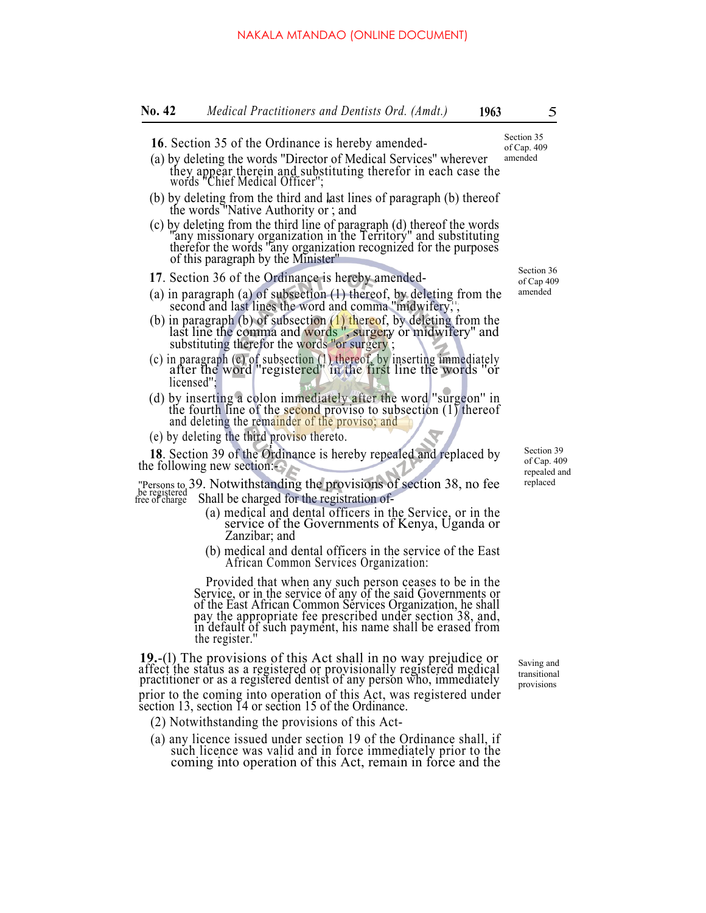**16**. Section 35 of the Ordinance is hereby amended-

Section 35 of Cap. 409 amended

(a) by deleting the words "Director of Medical Services" wherever they appear therein and substituting therefor in each case the words "Chief Medical Officer";

(b) by deleting from the third and last lines of paragraph (b) thereof the words "Native Authority or ; and

(c) by deleting from the third line of paragraph (d) thereof the words "any missionary organization in the Territory" and substituting therefor the words "any organization recognized for the purposes of this paragraph by the Minister"

**17**. Section 36 of the Ordinance is hereby amended-

Section 36 of Cap 409 amended

(a) in paragraph (a) of subsection (1) thereof, by deleting from the second and last lines the word and comma "midwifery,";

(b) in paragraph (b) of subsection (1) thereof, by deleting from the last line the comma and words ", surgery or midwifery" and substituting therefor the words "or surgery";

(c) in paragraph (c) of subsection (1) thereof, by inserting immediately after the word "registered" in the first line the words "or licensed";

(d) by inserting a colon immediately after the word "surgeon" in the fourth line of the second proviso to subsection (1) thereof and deleting the remainder of the proviso; and

(e) by deleting the third proviso thereto.

**18**. Section 39 of the Ordinance is hereby repealed and replaced by the following new section:-

Section 39 of Cap. 409 repealed and replaced

"Persons to be registered free of charge

39. Notwithstanding the provisions of section 38, no fee Shall be charged for the registration of-

(a) medical and dental officers in the Service, or in the service of the Governments of Kenya, Uganda or Zanzibar; and

(b) medical and dental officers in the service of the East African Common Services Organization:

Provided that when any such person ceases to be in the Service, or in the service of any of the said Governments or of the East African Common Services Organization, he shall pay the appropriate fee prescribed under section 38, and, in default of such payment, his name shall be erased from the register."

**19.**-(l) The provisions of this Act shall in no way prejudice or affect the status as a registered or provisionally registered medical practitioner or as a registered dentist of any person who, immediately prior to the coming into operation of this Act, was registered under section 13, section 14 or section 15 of the Ordinance.

Saving and transitional provisions

(2) Notwithstanding the provisions of this Act-

(a) any licence issued under section 19 of the Ordinance shall, if such licence was valid and in force immediately prior to the coming into operation of this Act, remain in force and the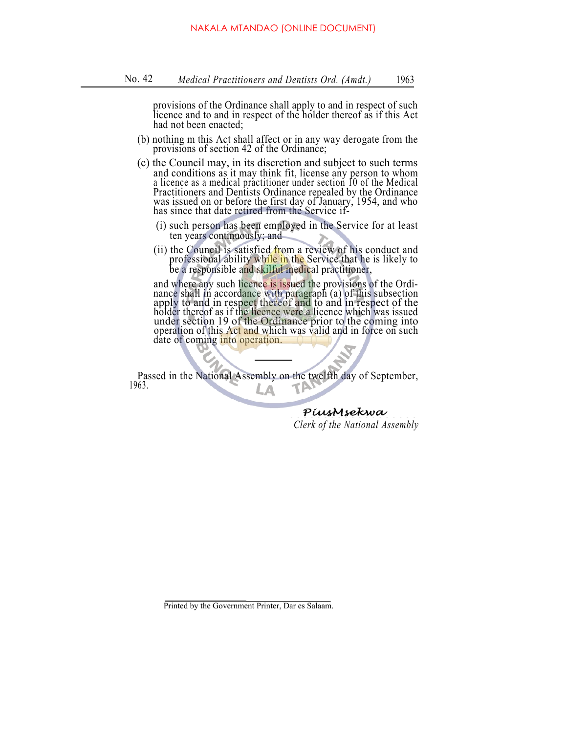provisions of the Ordinance shall apply to and in respect of such licence and to and in respect of the holder thereof as if this Act had not been enacted;

(b) nothing m this Act shall affect or in any way derogate from the provisions of section 42 of the Ordinance;

(c) the Council may, in its discretion and subject to such terms and conditions as it may think fit, license any person to whom a licence as a medical practitioner under section 10 of the Medical Practitioners and Dentists Ordinance repealed by the Ordinance was issued on or before the first day of January, 1954, and who has since that date retired from the Service if-

(i) such person has been employed in the Service for at least ten years continuously; and

(ii) the Council is satisfied from a review of his conduct and professional ability while in the Service that he is likely to be a responsible and skilful medical practitioner,

and where any such licence is issued the provisions of the Ordinance shall in accordance with paragraph (a) of this subsection apply to and in respect thereof and to and in respect of the holder thereof as if the licence were a licence which was issued under section 19 of the Ordinance prior to the coming into operation of this Act and which was valid and in force on such date of coming into operation.

---

Passed in the National Assembly on the twelfth day of September, 1963.

PiusMsekwa
*Clerk of the National Assembly*

Printed by the Government Printer, Dar es Salaam.